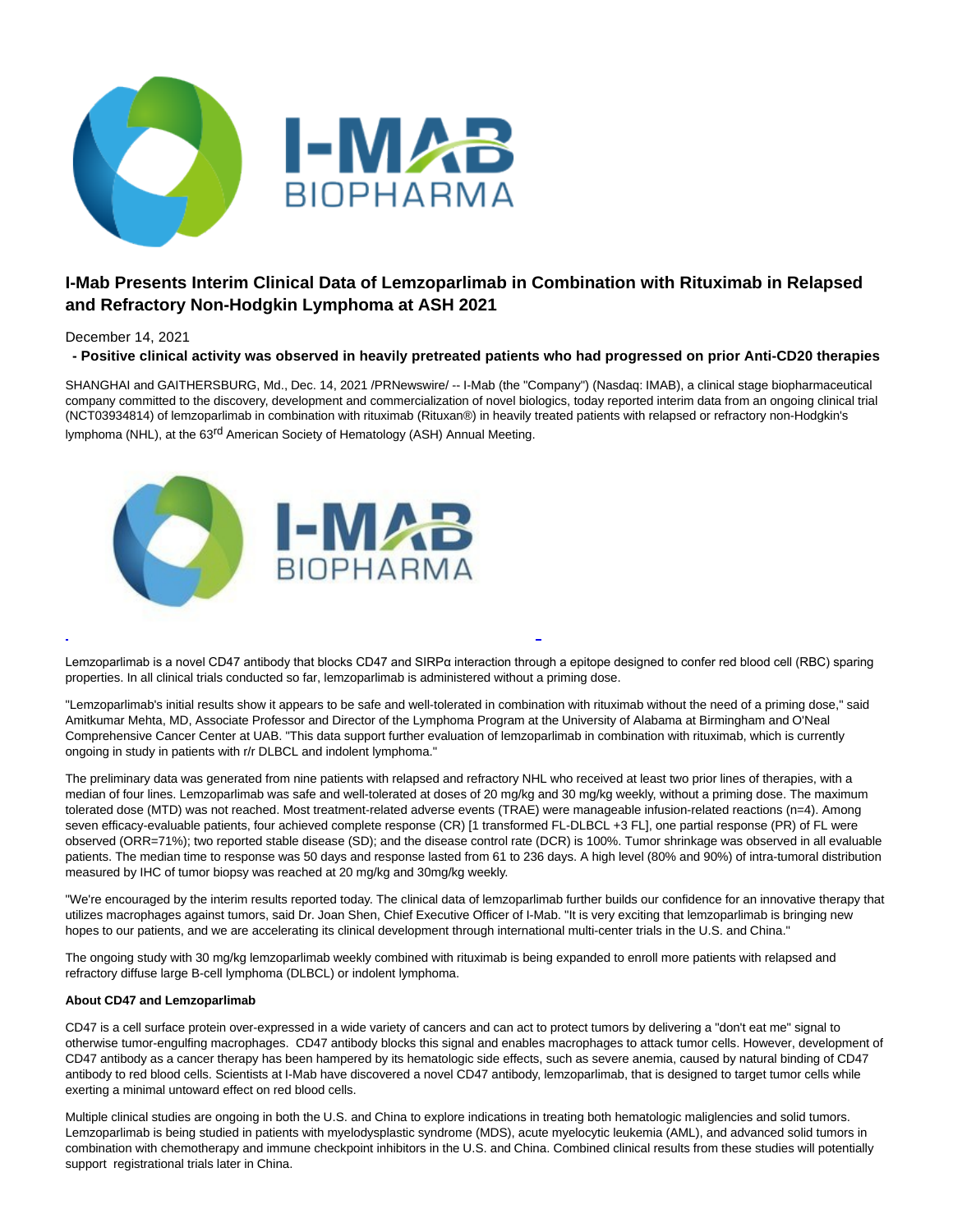# I-Mab Presents Interim Clinical Data of Lemzoparlimab in Combination with Rituximab in Relapsed and Refractory Non-Hodgkin Lymphoma at ASH 2021

December 14, 2021

**- Positive clinical activity was observed in heavily pretreated patients who had progressed on prior Anti-CD20 therapies**

SHANGHAI and GAITHERSBURG, Md., Dec. 14, 2021 /PRNewswire/ -- I-Mab (the "Company") (Nasdaq: IMAB), a clinical stage biopharmaceutical company committed to the discovery, development and commercialization of novel biologics, today reported interim data from an ongoing clinical trial (NCT03934814) of lemzoparlimab in combination with rituximab (Rituxan®) in heavily treated patients with relapsed or refractory non-Hodgkin's lymphoma (NHL), at the 63rd American Society of Hematology (ASH) Annual Meeting.

Lemzoparlimab is a novel CD47 antibody that blocks CD47 and SIRPα interaction through a epitope designed to confer red blood cell (RBC) sparing properties. In all clinical trials conducted so far, lemzoparlimab is administered without a priming dose.

"Lemzoparlimab's initial results show it appears to be safe and well-tolerated in combination with rituximab without the need of a priming dose," said Amitkumar Mehta, MD, Associate Professor and Director of the Lymphoma Program at the University of Alabama at Birmingham and O'Neal Comprehensive Cancer Center at UAB. "This data support further evaluation of lemzoparlimab in combination with rituximab, which is currently ongoing in study in patients with r/r DLBCL and indolent lymphoma."

The preliminary data was generated from nine patients with relapsed and refractory NHL who received at least two prior lines of therapies, with a median of four lines. Lemzoparlimab was safe and well-tolerated at doses of 20 mg/kg and 30 mg/kg weekly, without a priming dose. The maximum tolerated dose (MTD) was not reached. Most treatment-related adverse events (TRAE) were manageable infusion-related reactions (n=4). Among seven efficacy-evaluable patients, four achieved complete response (CR) [1 transformed FL-DLBCL +3 FL], one partial response (PR) of FL were observed (ORR=71%); two reported stable disease (SD); and the disease control rate (DCR) is 100%. Tumor shrinkage was observed in all evaluable patients. The median time to response was 50 days and response lasted from 61 to 236 days. A high level (80% and 90%) of intra-tumoral distribution measured by IHC of tumor biopsy was reached at 20 mg/kg and 30mg/kg weekly.

"We're encouraged by the interim results reported today. The clinical data of lemzoparlimab further builds our confidence for an innovative therapy that utilizes macrophages against tumors, said Dr. Joan Shen, Chief Executive Officer of I-Mab. "It is very exciting that lemzoparlimab is bringing new hopes to our patients, and we are accelerating its clinical development through international multi-center trials in the U.S. and China."

The ongoing study with 30 mg/kg lemzoparlimab weekly combined with rituximab is being expanded to enroll more patients with relapsed and refractory diffuse large B-cell lymphoma (DLBCL) or indolent lymphoma.

**About CD47 and Lemzoparlimab**

CD47 is a cell surface protein over-expressed in a wide variety of cancers and can act to protect tumors by delivering a "don't eat me" signal to otherwise tumor-engulfing macrophages. CD47 antibody blocks this signal and enables macrophages to attack tumor cells. However, development of CD47 antibody as a cancer therapy has been hampered by its hematologic side effects, such as severe anemia, caused by natural binding of CD47 antibody to red blood cells. Scientists at I-Mab have discovered a novel CD47 antibody, lemzoparlimab, that is designed to target tumor cells while exerting a minimal untoward effect on red blood cells.

Multiple clinical studies are ongoing in both the U.S. and China to explore indications in treating both hematologic maligiencies and solid tumors. Lemzoparlimab is being studied in patients with myelodysplastic syndrome (MDS), acute myelocytic leukemia (AML), and advanced solid tumors in combination with chemotherapy and immune checkpoint inhibitors in the U.S. and China. Combined clinical results from these studies will potentially support registrational trials later in China.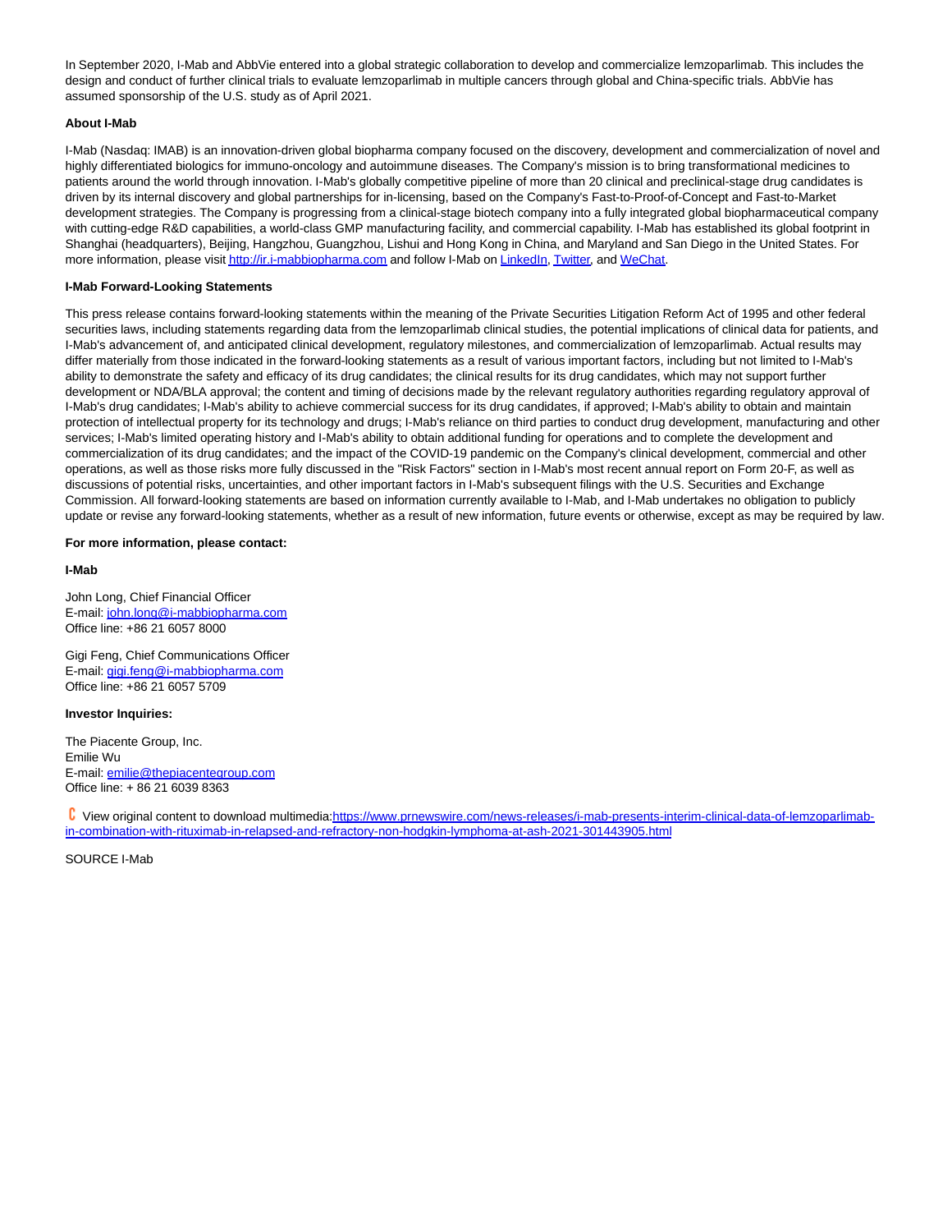In September 2020, I-Mab and AbbVie entered into a global strategic collaboration to develop and commercialize lemzoparlimab. This includes the design and conduct of further clinical trials to evaluate lemzoparlimab in multiple cancers through global and China-specific trials. AbbVie has assumed sponsorship of the U.S. study as of April 2021.

**About I-Mab**

I-Mab (Nasdaq: IMAB) is an innovation-driven global biopharma company focused on the discovery, development and commercialization of novel and highly differentiated biologics for immuno-oncology and autoimmune diseases. The Company's mission is to bring transformational medicines to patients around the world through innovation. I-Mab's globally competitive pipeline of more than 20 clinical and preclinical-stage drug candidates is driven by its internal discovery and global partnerships for in-licensing, based on the Company's Fast-to-Proof-of-Concept and Fast-to-Market development strategies. The Company is progressing from a clinical-stage biotech company into a fully integrated global biopharmaceutical company with cutting-edge R&D capabilities, a world-class GMP manufacturing facility, and commercial capability. I-Mab has established its global footprint in Shanghai (headquarters), Beijing, Hangzhou, Guangzhou, Lishui and Hong Kong in China, and Maryland and San Diego in the United States. For more information, please visit http://ir.i-mabbiopharma.com and follow I-Mab on LinkedIn, Twitter, and WeChat.

**I-Mab Forward-Looking Statements**

This press release contains forward-looking statements within the meaning of the Private Securities Litigation Reform Act of 1995 and other federal securities laws, including statements regarding data from the lemzoparlimab clinical studies, the potential implications of clinical data for patients, and I-Mab's advancement of, and anticipated clinical development, regulatory milestones, and commercialization of lemzoparlimab. Actual results may differ materially from those indicated in the forward-looking statements as a result of various important factors, including but not limited to I-Mab's ability to demonstrate the safety and efficacy of its drug candidates; the clinical results for its drug candidates, which may not support further development or NDA/BLA approval; the content and timing of decisions made by the relevant regulatory authorities regarding regulatory approval of I-Mab's drug candidates; I-Mab's ability to achieve commercial success for its drug candidates, if approved; I-Mab's ability to obtain and maintain protection of intellectual property for its technology and drugs; I-Mab's reliance on third parties to conduct drug development, manufacturing and other services; I-Mab's limited operating history and I-Mab's ability to obtain additional funding for operations and to complete the development and commercialization of its drug candidates; and the impact of the COVID-19 pandemic on the Company's clinical development, commercial and other operations, as well as those risks more fully discussed in the "Risk Factors" section in I-Mab's most recent annual report on Form 20-F, as well as discussions of potential risks, uncertainties, and other important factors in I-Mab's subsequent filings with the U.S. Securities and Exchange Commission. All forward-looking statements are based on information currently available to I-Mab, and I-Mab undertakes no obligation to publicly update or revise any forward-looking statements, whether as a result of new information, future events or otherwise, except as may be required by law.

**For more information, please contact:**

**I-Mab**

John Long, Chief Financial Officer
E-mail: john.long@i-mabbiopharma.com
Office line: +86 21 6057 8000

Gigi Feng, Chief Communications Officer
E-mail: gigi.feng@i-mabbiopharma.com
Office line: +86 21 6057 5709

**Investor Inquiries:**

The Piacente Group, Inc.
Emilie Wu
E-mail: emilie@thepiacentegroup.com
Office line: + 86 21 6039 8363

View original content to download multimedia:https://www.prnewswire.com/news-releases/i-mab-presents-interim-clinical-data-of-lemzoparlimab-in-combination-with-rituximab-in-relapsed-and-refractory-non-hodgkin-lymphoma-at-ash-2021-301443905.html

SOURCE I-Mab